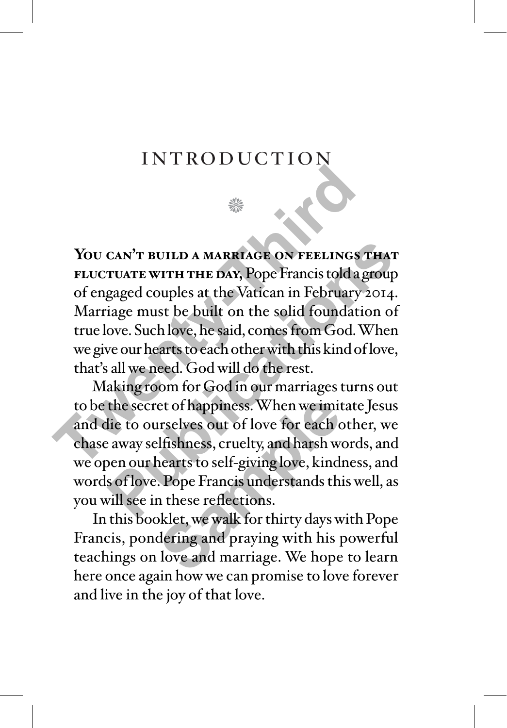# INTRODUCTION

**YOU CAN'T BUILD A MARRIAGE ON FEELINGS THAT FLUCTUATE WITH THE DAY,** Pope Francis told a group of engaged couples at the Vatican in February 2014. Marriage must be built on the solid foundation of true love. Such love, he said, comes from God. When we give our hearts to each other with this kind of love, that's all we need. God will do the rest.

Making room for God in our marriages turns out to be the secret of happiness. When we imitate Jesus and die to ourselves out of love for each other, we chase away selfishness, cruelty, and harsh words, and we open our hearts to self-giving love, kindness, and words of love. Pope Francis understands this well, as you will see in these reflections.

In this booklet, we walk for thirty days with Pope Francis, pondering and praying with his powerful teachings on love and marriage. We hope to learn here once again how we can promise to love forever and live in the joy of that love.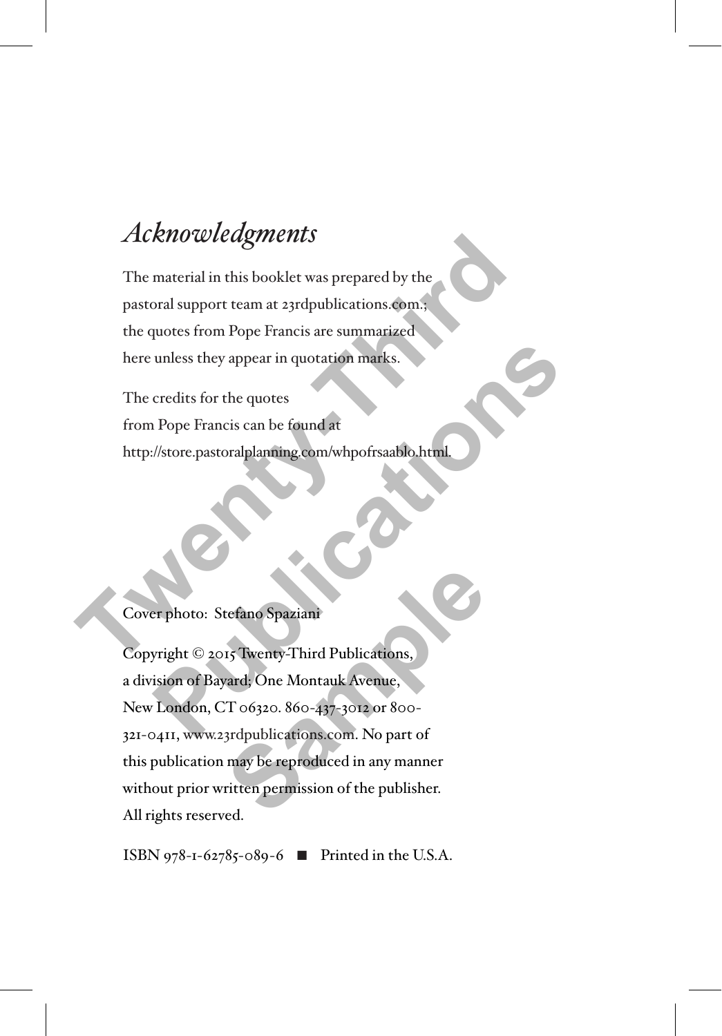# *Acknowledgments*

The material in this booklet was prepared by the pastoral support team at 23rdpublications.com.; the quotes from Pope Francis are summarized here unless they appear in quotation marks.

The credits for the quotes from Pope Francis can be found at http://store.pastoralplanning.com/whpofrsaablo.html.

Cover photo: Stefano Spaziani

Copyright © 2015 Twenty-Third Publications, a division of Bayard; One Montauk Avenue, New London, CT 06320. 860-437-3012 or 800-321-0411, www.23rdpublications.com. No part of this publication may be reproduced in any manner without prior written permission of the publisher. All rights reserved.

ISBN 978-1-62785-089-6 ■ Printed in the U.S.A.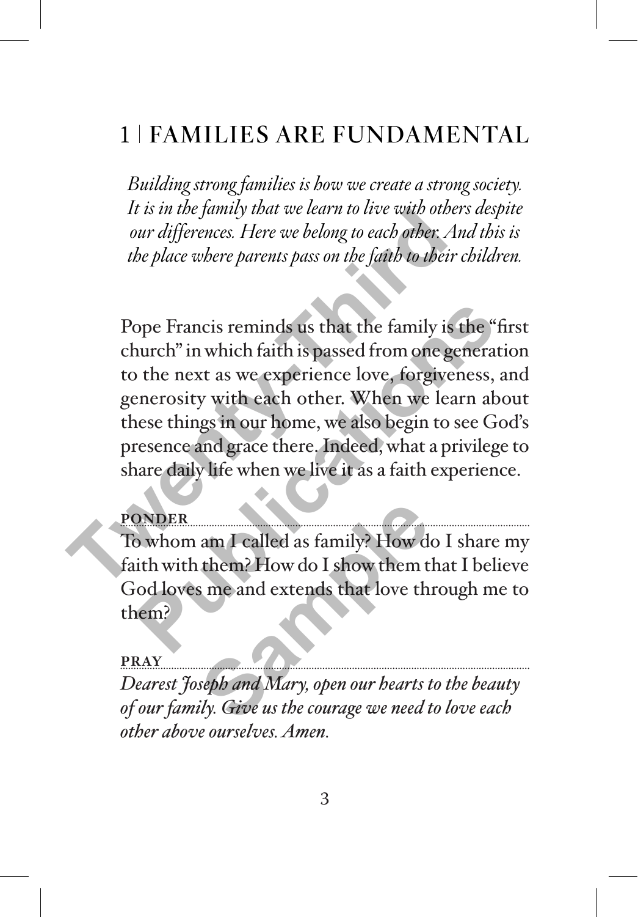# 1 | FAMILIES ARE FUNDAMENTAL

*Building strong families is how we create a strong society. It is in the family that we learn to live with others despite our differences. Here we belong to each other. And this is the place where parents pass on the faith to their children.*

Pope Francis reminds us that the family is the "first church" in which faith is passed from one generation to the next as we experience love, forgiveness, and generosity with each other. When we learn about these things in our home, we also begin to see God's presence and grace there. Indeed, what a privilege to share daily life when we live it as a faith experience.

**PONDER**

To whom am I called as family? How do I share my faith with them? How do I show them that I believe God loves me and extends that love through me to them?

**PRAY**

*Dearest Joseph and Mary, open our hearts to the beauty of our family. Give us the courage we need to love each other above ourselves. Amen.*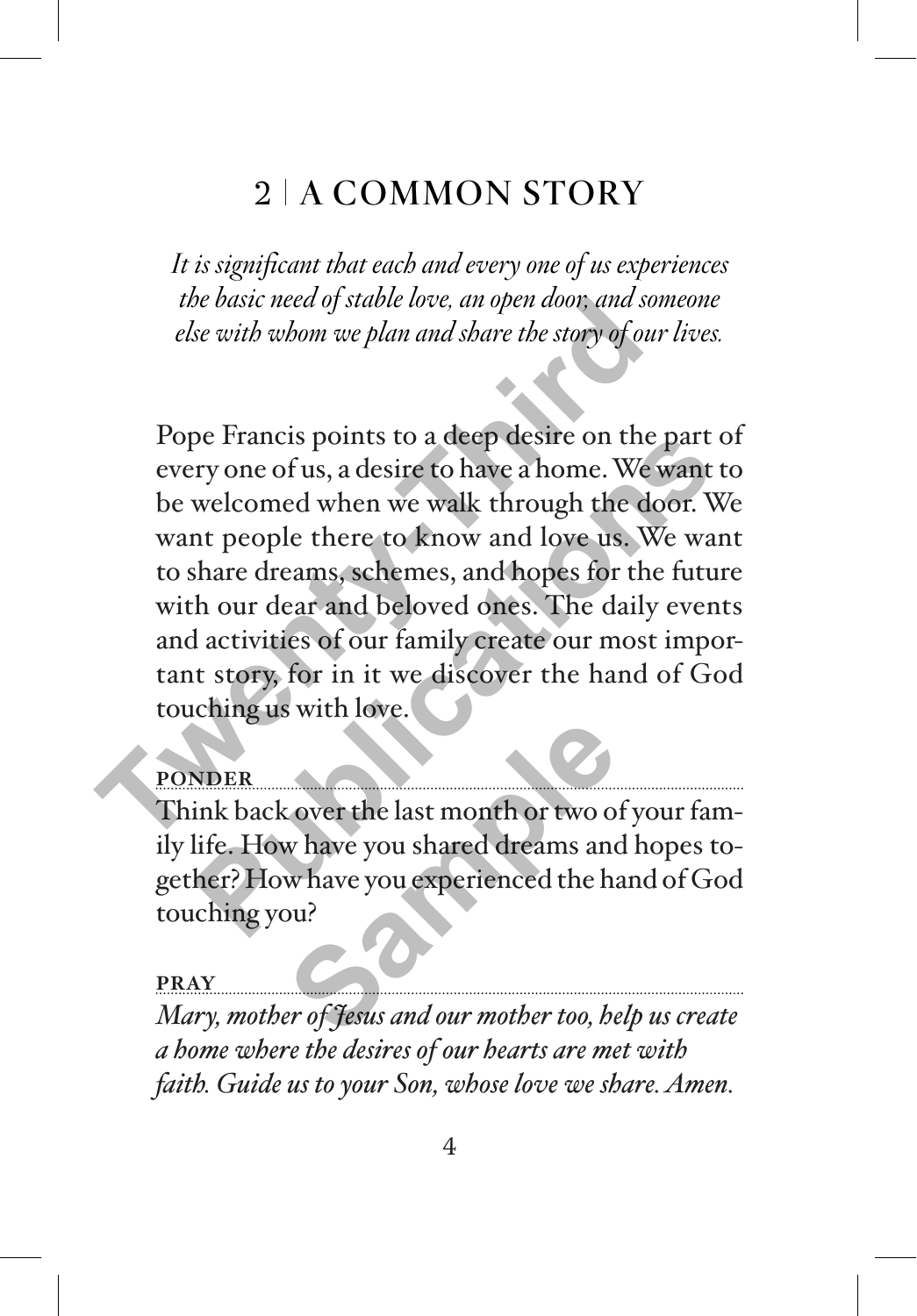## 2 | A COMMON STORY

*It is significant that each and every one of us experiences the basic need of stable love, an open door, and someone else with whom we plan and share the story of our lives.*

Pope Francis points to a deep desire on the part of every one of us, a desire to have a home. We want to be welcomed when we walk through the door. We want people there to know and love us. We want to share dreams, schemes, and hopes for the future with our dear and beloved ones. The daily events and activities of our family create our most important story, for in it we discover the hand of God touching us with love.

**PONDER**

Think back over the last month or two of your family life. How have you shared dreams and hopes together? How have you experienced the hand of God touching you?

**PRAY**

*Mary, mother of Jesus and our mother too, help us create a home where the desires of our hearts are met with faith. Guide us to your Son, whose love we share. Amen.*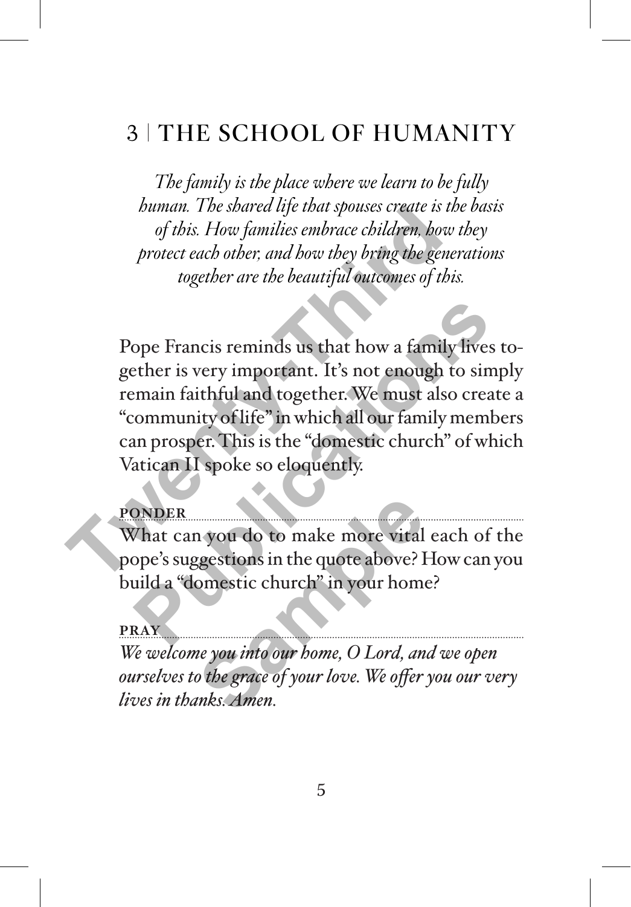# 3 | THE SCHOOL OF HUMANITY

*The family is the place where we learn to be fully human. The shared life that spouses create is the basis of this. How families embrace children, how they protect each other, and how they bring the generations together are the beautiful outcomes of this.*

Pope Francis reminds us that how a family lives together is very important. It's not enough to simply remain faithful and together. We must also create a "community of life" in which all our family members can prosper. This is the "domestic church" of which Vatican II spoke so eloquently.

**PONDER**

What can you do to make more vital each of the pope's suggestions in the quote above? How can you build a "domestic church" in your home?

**PRAY**

*We welcome you into our home, O Lord, and we open ourselves to the grace of your love. We offer you our very lives in thanks. Amen.*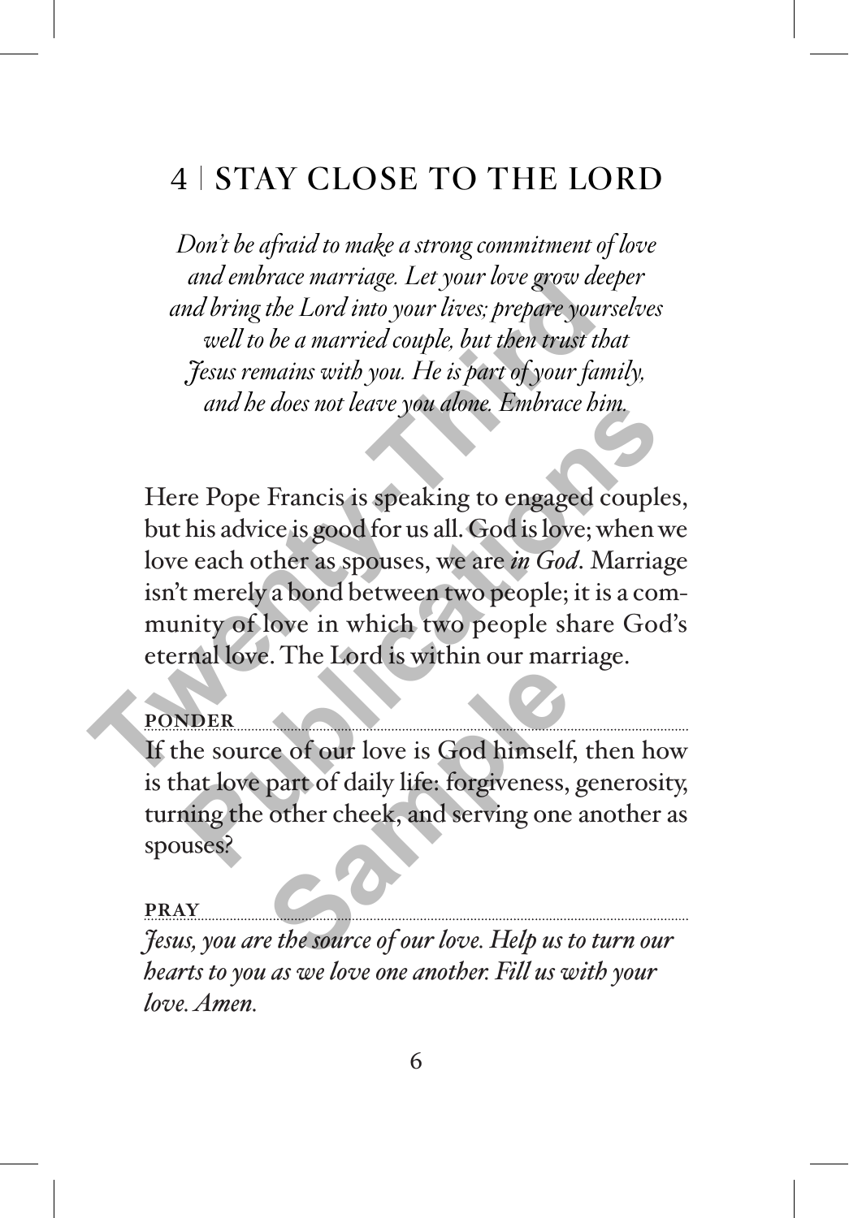# 4 | STAY CLOSE TO THE LORD

*Don't be afraid to make a strong commitment of love and embrace marriage. Let your love grow deeper and bring the Lord into your lives; prepare yourselves well to be a married couple, but then trust that Jesus remains with you. He is part of your family, and he does not leave you alone. Embrace him.*

Here Pope Francis is speaking to engaged couples, but his advice is good for us all. God is love; when we love each other as spouses, we are *in God*. Marriage isn't merely a bond between two people; it is a community of love in which two people share God's eternal love. The Lord is within our marriage.

**PONDER**

If the source of our love is God himself, then how is that love part of daily life: forgiveness, generosity, turning the other cheek, and serving one another as spouses?

**PRAY**

*Jesus, you are the source of our love. Help us to turn our hearts to you as we love one another. Fill us with your love. Amen.*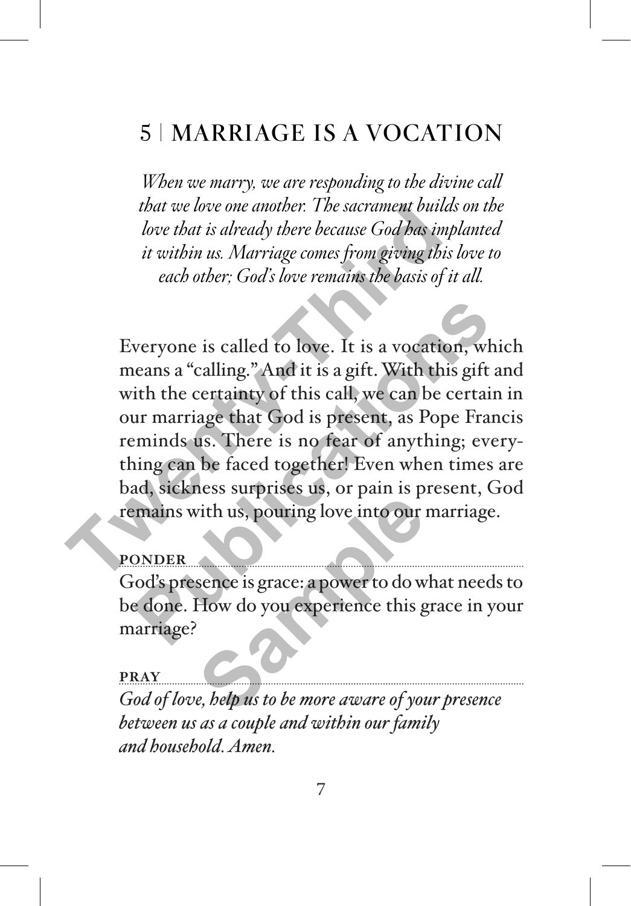## 5 | MARRIAGE IS A VOCATION

*When we marry, we are responding to the divine call that we love one another. The sacrament builds on the love that is already there because God has implanted it within us. Marriage comes from giving this love to each other; God's love remains the basis of it all.*

Everyone is called to love. It is a vocation, which means a "calling." And it is a gift. With this gift and with the certainty of this call, we can be certain in our marriage that God is present, as Pope Francis reminds us. There is no fear of anything; everything can be faced together! Even when times are bad, sickness surprises us, or pain is present, God remains with us, pouring love into our marriage.

**PONDER**

God's presence is grace: a power to do what needs to be done. How do you experience this grace in your marriage?

**PRAY**

*God of love, help us to be more aware of your presence between us as a couple and within our family and household. Amen.*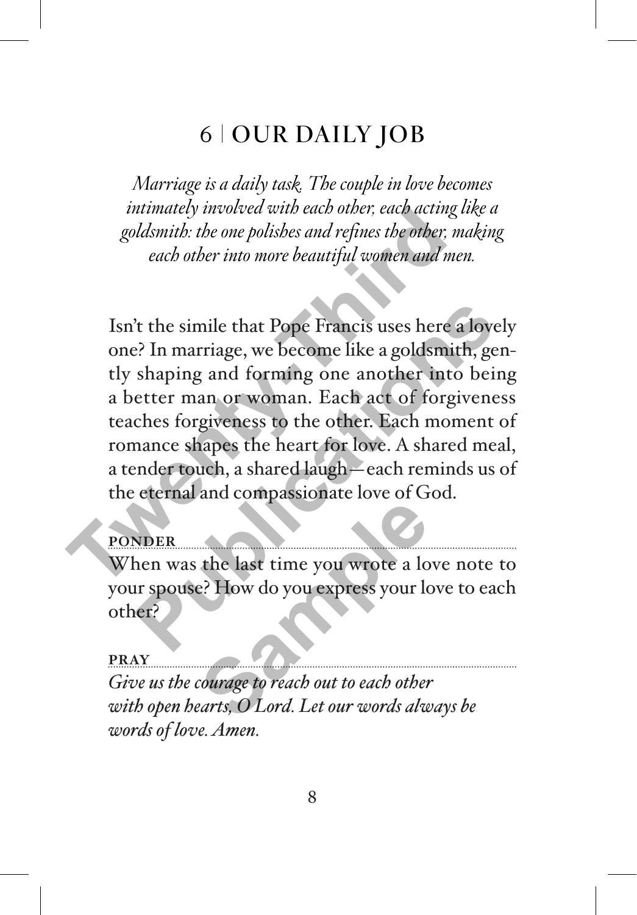# 6 | OUR DAILY JOB

*Marriage is a daily task. The couple in love becomes intimately involved with each other, each acting like a goldsmith: the one polishes and refines the other, making each other into more beautiful women and men.*

Isn't the simile that Pope Francis uses here a lovely one? In marriage, we become like a goldsmith, gently shaping and forming one another into being a better man or woman. Each act of forgiveness teaches forgiveness to the other. Each moment of romance shapes the heart for love. A shared meal, a tender touch, a shared laugh—each reminds us of the eternal and compassionate love of God.

**PONDER**

When was the last time you wrote a love note to your spouse? How do you express your love to each other?

**PRAY**

*Give us the courage to reach out to each other with open hearts, O Lord. Let our words always be words of love. Amen.*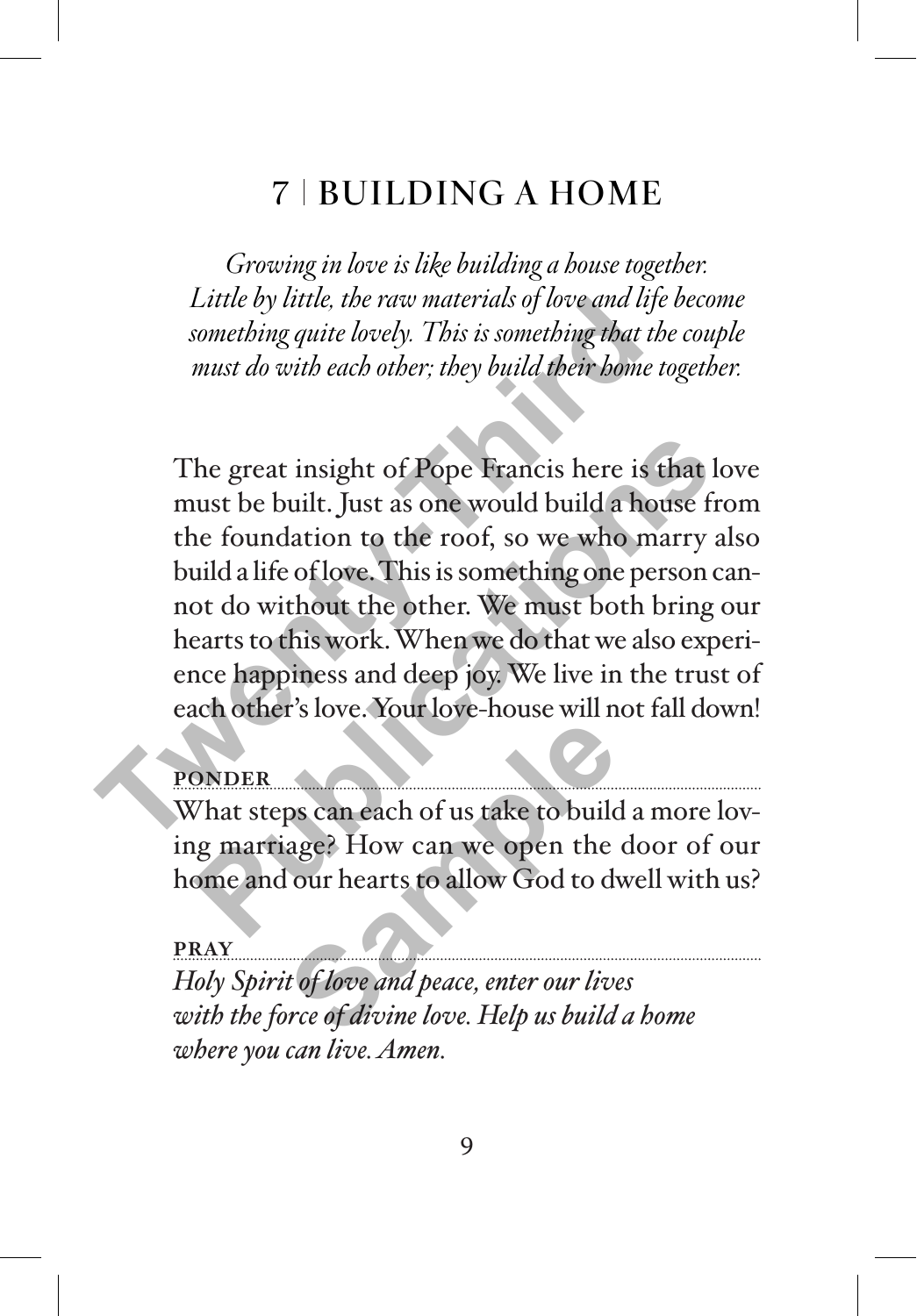# 7 | BUILDING A HOME

*Growing in love is like building a house together. Little by little, the raw materials of love and life become something quite lovely. This is something that the couple must do with each other; they build their home together.*

The great insight of Pope Francis here is that love must be built. Just as one would build a house from the foundation to the roof, so we who marry also build a life of love. This is something one person cannot do without the other. We must both bring our hearts to this work. When we do that we also experience happiness and deep joy. We live in the trust of each other's love. Your love-house will not fall down!

**PONDER**

What steps can each of us take to build a more loving marriage? How can we open the door of our home and our hearts to allow God to dwell with us?

**PRAY**

*Holy Spirit of love and peace, enter our lives with the force of divine love. Help us build a home where you can live. Amen.*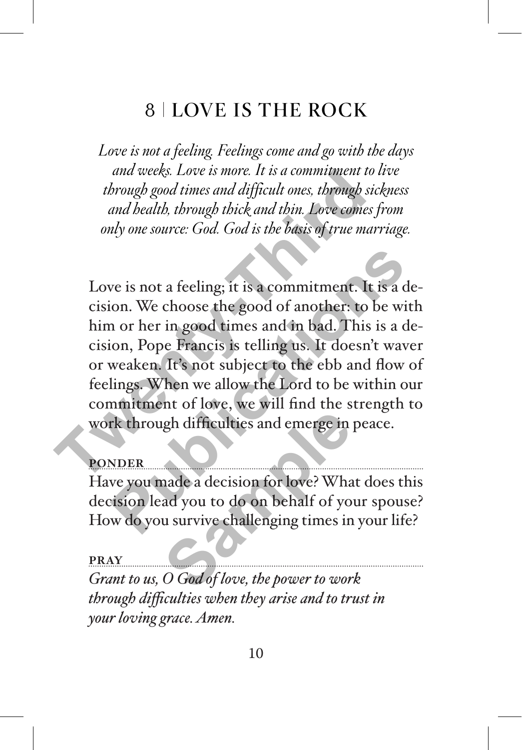# 8 | LOVE IS THE ROCK

*Love is not a feeling. Feelings come and go with the days and weeks. Love is more. It is a commitment to live through good times and difficult ones, through sickness and health, through thick and thin. Love comes from only one source: God. God is the basis of true marriage.*

Love is not a feeling; it is a commitment. It is a decision. We choose the good of another: to be with him or her in good times and in bad. This is a decision, Pope Francis is telling us. It doesn't waver or weaken. It's not subject to the ebb and flow of feelings. When we allow the Lord to be within our commitment of love, we will find the strength to work through difficulties and emerge in peace.

**PONDER**

Have you made a decision for love? What does this decision lead you to do on behalf of your spouse? How do you survive challenging times in your life?

**PRAY**

*Grant to us, O God of love, the power to work through difficulties when they arise and to trust in your loving grace. Amen.*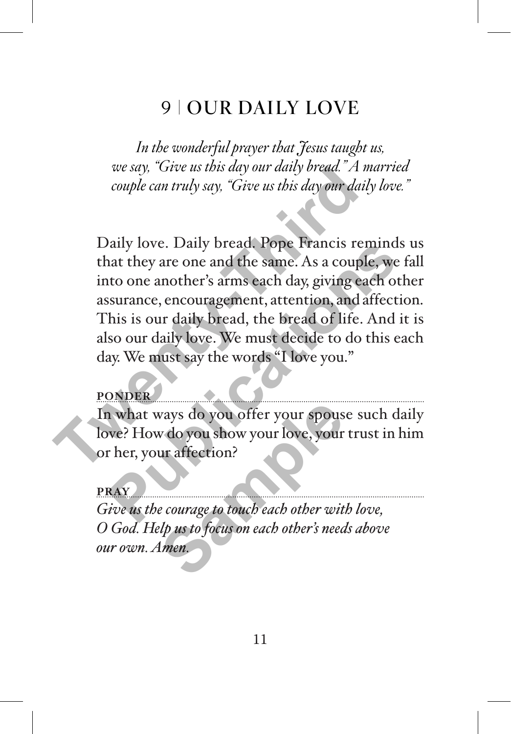# 9 | OUR DAILY LOVE

*In the wonderful prayer that Jesus taught us, we say, "Give us this day our daily bread." A married couple can truly say, "Give us this day our daily love."*

Daily love. Daily bread. Pope Francis reminds us that they are one and the same. As a couple, we fall into one another's arms each day, giving each other assurance, encouragement, attention, and affection. This is our daily bread, the bread of life. And it is also our daily love. We must decide to do this each day. We must say the words "I love you."

**PONDER**

In what ways do you offer your spouse such daily love? How do you show your love, your trust in him or her, your affection?

**PRAY**

*Give us the courage to touch each other with love, O God. Help us to focus on each other's needs above our own. Amen.*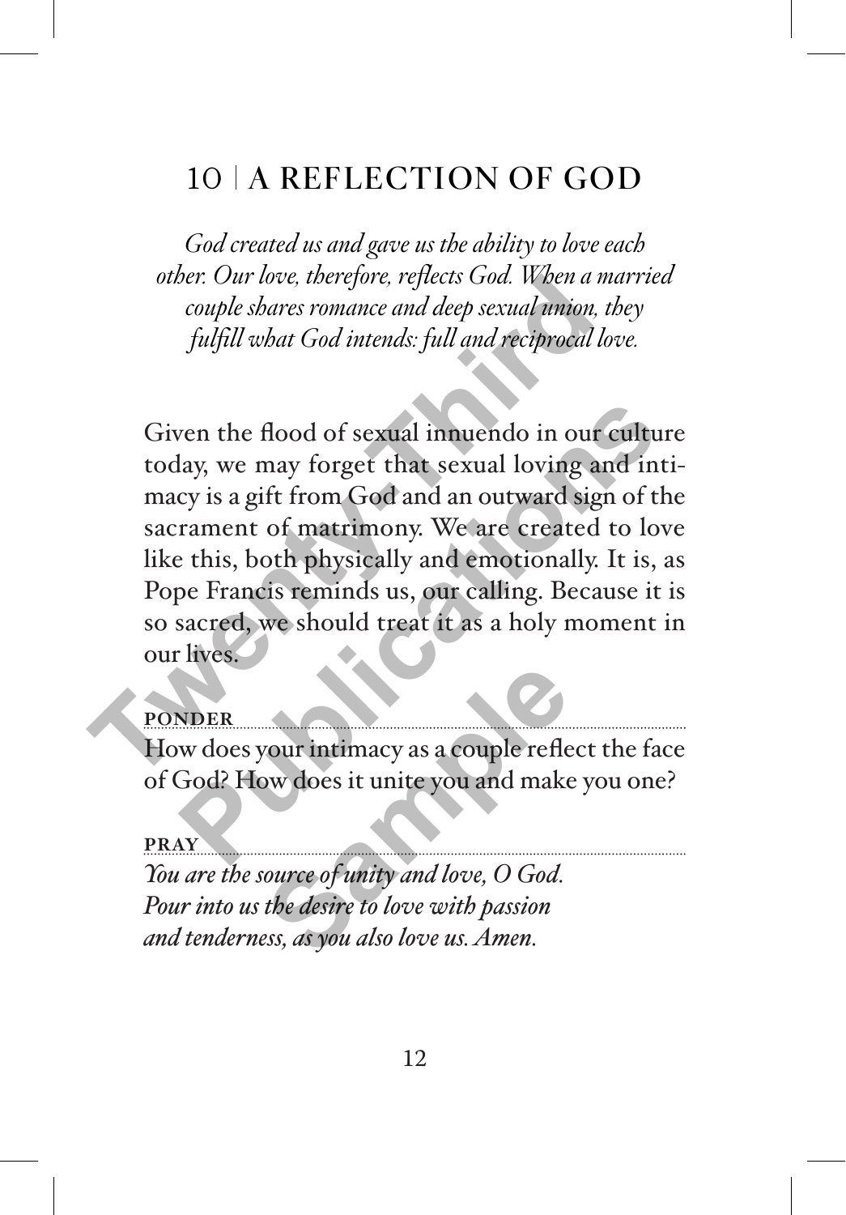## 10 | A REFLECTION OF GOD

*God created us and gave us the ability to love each other. Our love, therefore, reflects God. When a married couple shares romance and deep sexual union, they fulfill what God intends: full and reciprocal love.*

Given the flood of sexual innuendo in our culture today, we may forget that sexual loving and intimacy is a gift from God and an outward sign of the sacrament of matrimony. We are created to love like this, both physically and emotionally. It is, as Pope Francis reminds us, our calling. Because it is so sacred, we should treat it as a holy moment in our lives.

**PONDER**

How does your intimacy as a couple reflect the face of God? How does it unite you and make you one?

**PRAY**

*You are the source of unity and love, O God.*
*Pour into us the desire to love with passion*
*and tenderness, as you also love us. Amen.*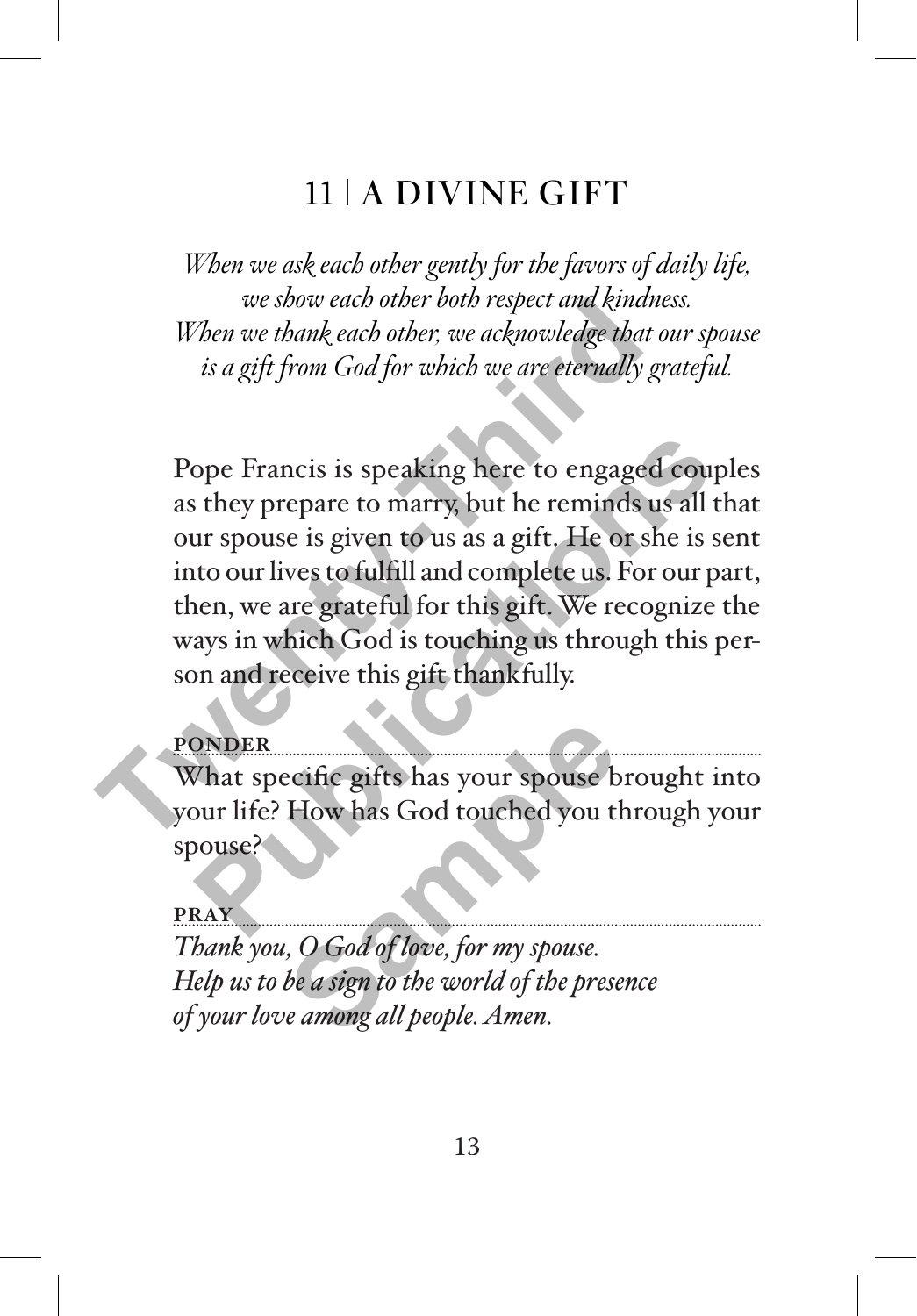# 11 | A DIVINE GIFT

*When we ask each other gently for the favors of daily life, we show each other both respect and kindness. When we thank each other, we acknowledge that our spouse is a gift from God for which we are eternally grateful.*

Pope Francis is speaking here to engaged couples as they prepare to marry, but he reminds us all that our spouse is given to us as a gift. He or she is sent into our lives to fulfill and complete us. For our part, then, we are grateful for this gift. We recognize the ways in which God is touching us through this person and receive this gift thankfully.

**PONDER**

What specific gifts has your spouse brought into your life? How has God touched you through your spouse?

**PRAY**

*Thank you, O God of love, for my spouse.*
*Help us to be a sign to the world of the presence of your love among all people. Amen.*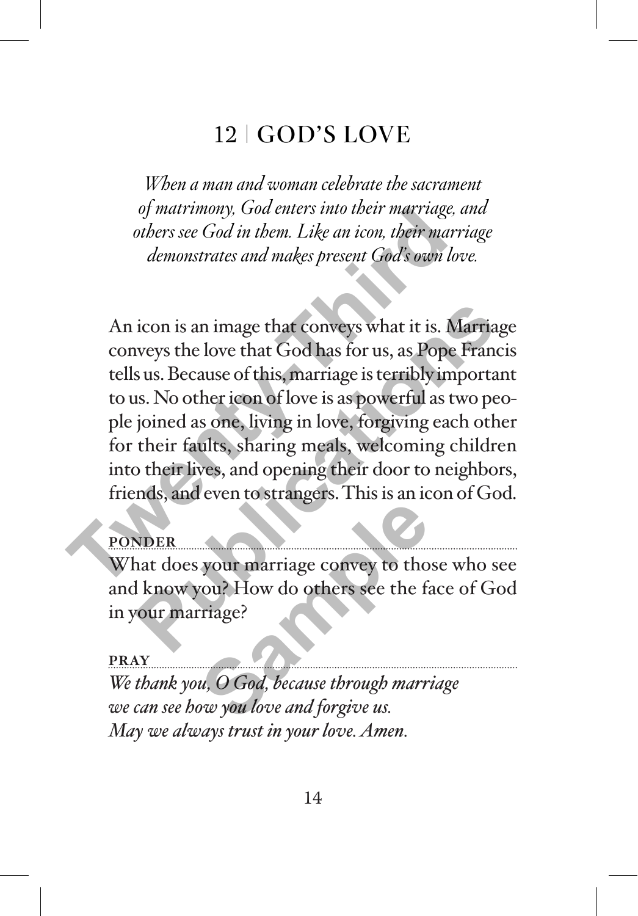# 12 | GOD'S LOVE

*When a man and woman celebrate the sacrament of matrimony, God enters into their marriage, and others see God in them. Like an icon, their marriage demonstrates and makes present God's own love.*

An icon is an image that conveys what it is. Marriage conveys the love that God has for us, as Pope Francis tells us. Because of this, marriage is terribly important to us. No other icon of love is as powerful as two people joined as one, living in love, forgiving each other for their faults, sharing meals, welcoming children into their lives, and opening their door to neighbors, friends, and even to strangers. This is an icon of God.

**PONDER**

What does your marriage convey to those who see and know you? How do others see the face of God in your marriage?

**PRAY**

*We thank you, O God, because through marriage*
*we can see how you love and forgive us.*
*May we always trust in your love. Amen.*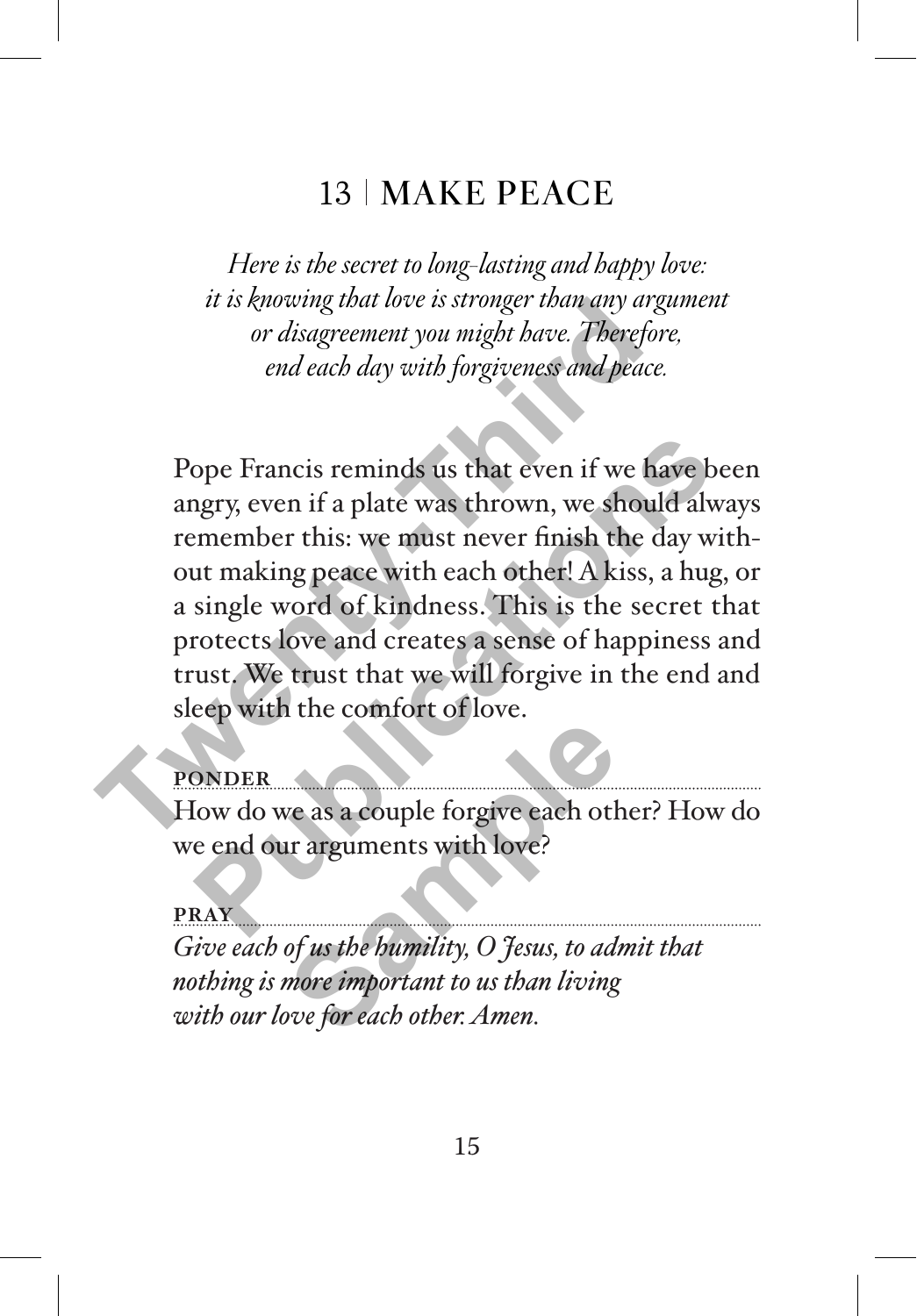# 13 | MAKE PEACE

*Here is the secret to long-lasting and happy love: it is knowing that love is stronger than any argument or disagreement you might have. Therefore, end each day with forgiveness and peace.*

Pope Francis reminds us that even if we have been angry, even if a plate was thrown, we should always remember this: we must never finish the day without making peace with each other! A kiss, a hug, or a single word of kindness. This is the secret that protects love and creates a sense of happiness and trust. We trust that we will forgive in the end and sleep with the comfort of love.

**PONDER**

How do we as a couple forgive each other? How do we end our arguments with love?

**PRAY**

*Give each of us the humility, O Jesus, to admit that nothing is more important to us than living with our love for each other. Amen.*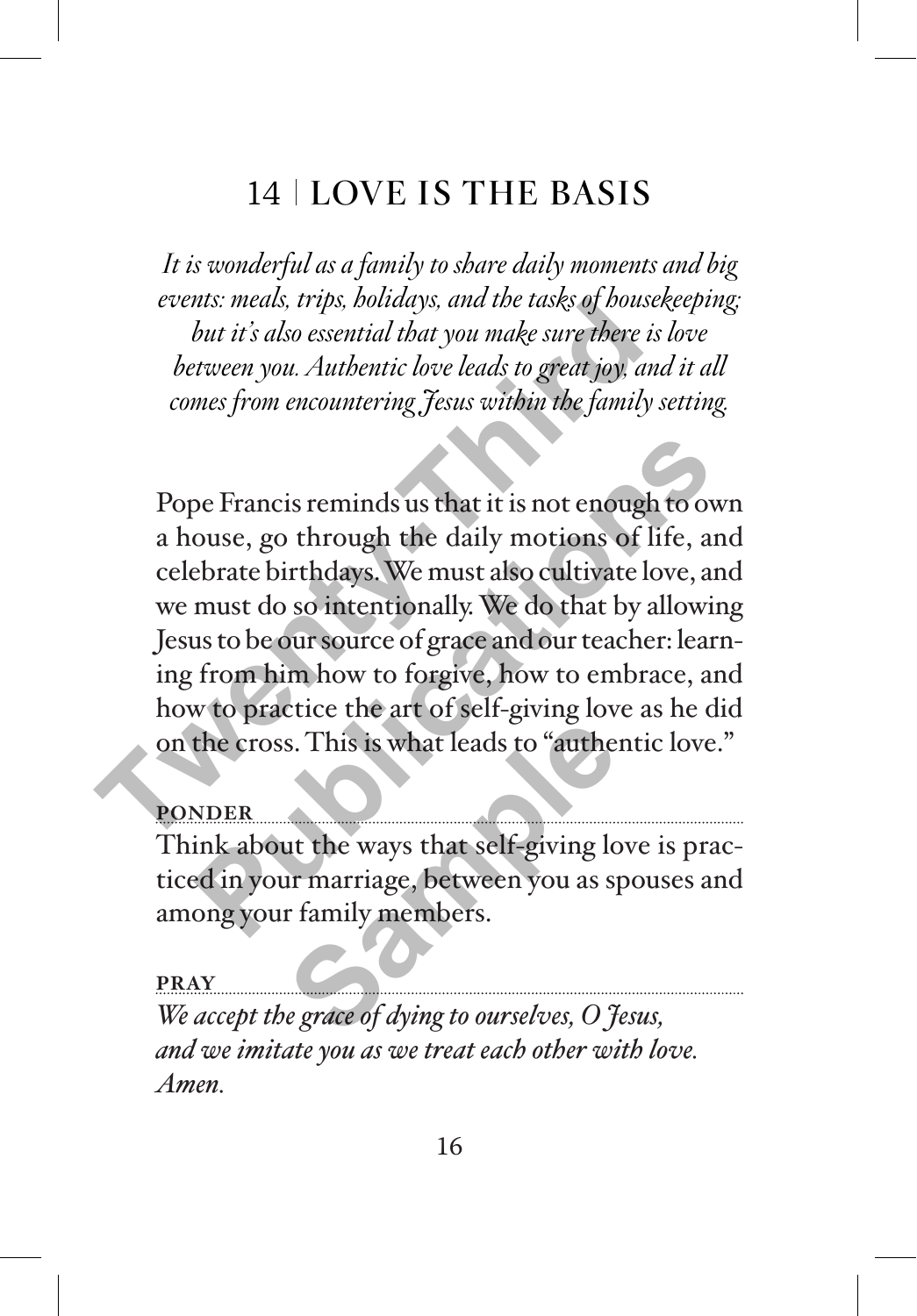## 14 | LOVE IS THE BASIS

*It is wonderful as a family to share daily moments and big events: meals, trips, holidays, and the tasks of housekeeping; but it's also essential that you make sure there is love between you. Authentic love leads to great joy, and it all comes from encountering Jesus within the family setting.*

Pope Francis reminds us that it is not enough to own a house, go through the daily motions of life, and celebrate birthdays. We must also cultivate love, and we must do so intentionally. We do that by allowing Jesus to be our source of grace and our teacher: learning from him how to forgive, how to embrace, and how to practice the art of self-giving love as he did on the cross. This is what leads to "authentic love."

**PONDER**

Think about the ways that self-giving love is practiced in your marriage, between you as spouses and among your family members.

**PRAY**

*We accept the grace of dying to ourselves, O Jesus, and we imitate you as we treat each other with love. Amen.*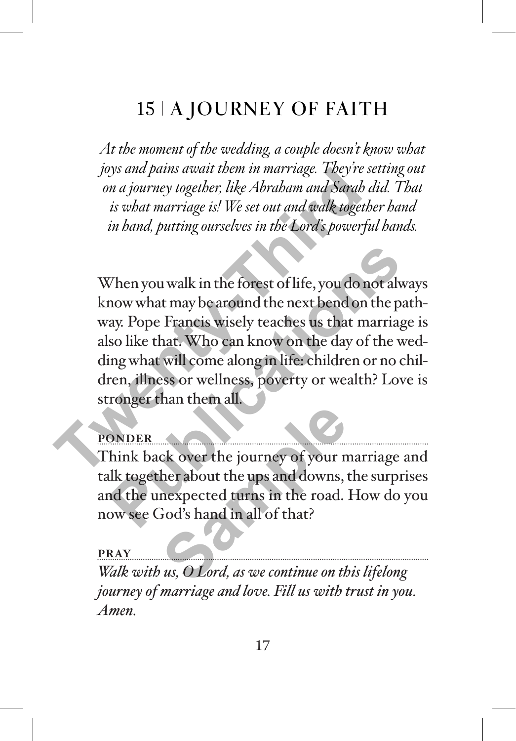# 15 | A JOURNEY OF FAITH

*At the moment of the wedding, a couple doesn't know what joys and pains await them in marriage. They're setting out on a journey together, like Abraham and Sarah did. That is what marriage is! We set out and walk together hand in hand, putting ourselves in the Lord's powerful hands.*

When you walk in the forest of life, you do not always know what may be around the next bend on the pathway. Pope Francis wisely teaches us that marriage is also like that. Who can know on the day of the wedding what will come along in life: children or no children, illness or wellness, poverty or wealth? Love is stronger than them all.

**PONDER**

Think back over the journey of your marriage and talk together about the ups and downs, the surprises and the unexpected turns in the road. How do you now see God's hand in all of that?

**PRAY**

*Walk with us, O Lord, as we continue on this lifelong journey of marriage and love. Fill us with trust in you. Amen.*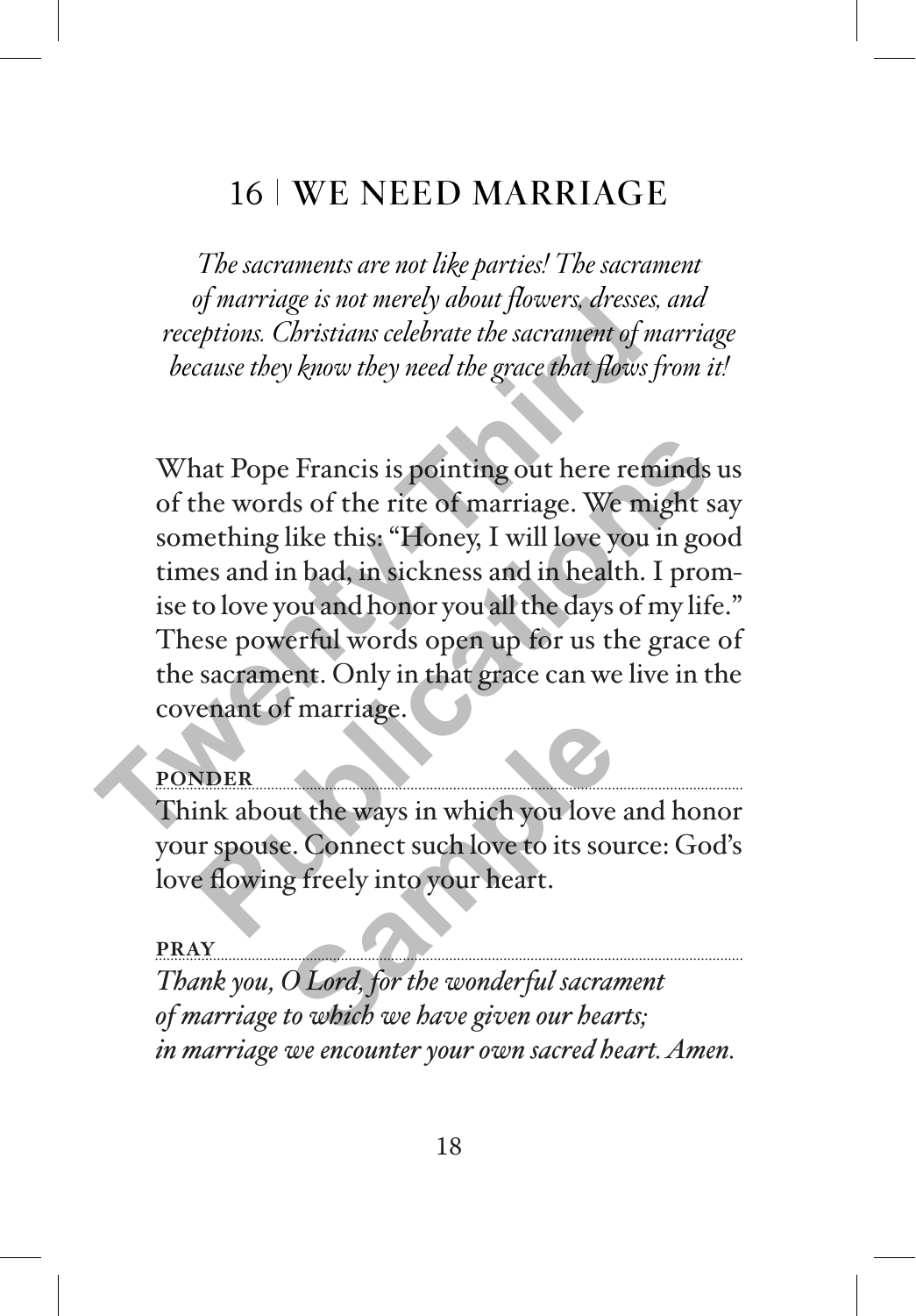# 16 | WE NEED MARRIAGE

*The sacraments are not like parties! The sacrament of marriage is not merely about flowers, dresses, and receptions. Christians celebrate the sacrament of marriage because they know they need the grace that flows from it!*

What Pope Francis is pointing out here reminds us of the words of the rite of marriage. We might say something like this: "Honey, I will love you in good times and in bad, in sickness and in health. I promise to love you and honor you all the days of my life." These powerful words open up for us the grace of the sacrament. Only in that grace can we live in the covenant of marriage.

**PONDER**

Think about the ways in which you love and honor your spouse. Connect such love to its source: God's love flowing freely into your heart.

**PRAY**

*Thank you, O Lord, for the wonderful sacrament of marriage to which we have given our hearts; in marriage we encounter your own sacred heart. Amen.*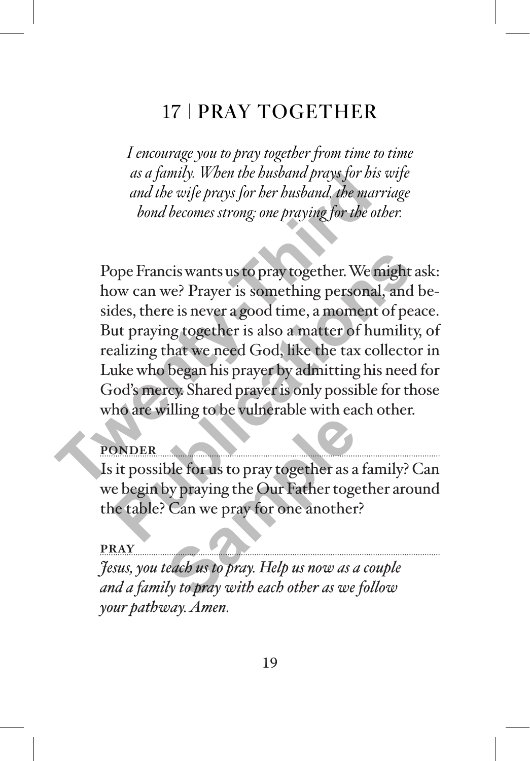# 17 | PRAY TOGETHER

*I encourage you to pray together from time to time as a family. When the husband prays for his wife and the wife prays for her husband, the marriage bond becomes strong; one praying for the other.*

Pope Francis wants us to pray together. We might ask: how can we? Prayer is something personal, and besides, there is never a good time, a moment of peace. But praying together is also a matter of humility, of realizing that we need God, like the tax collector in Luke who began his prayer by admitting his need for God's mercy. Shared prayer is only possible for those who are willing to be vulnerable with each other.

**PONDER**

Is it possible for us to pray together as a family? Can we begin by praying the Our Father together around the table? Can we pray for one another?

**PRAY**

*Jesus, you teach us to pray. Help us now as a couple and a family to pray with each other as we follow your pathway. Amen.*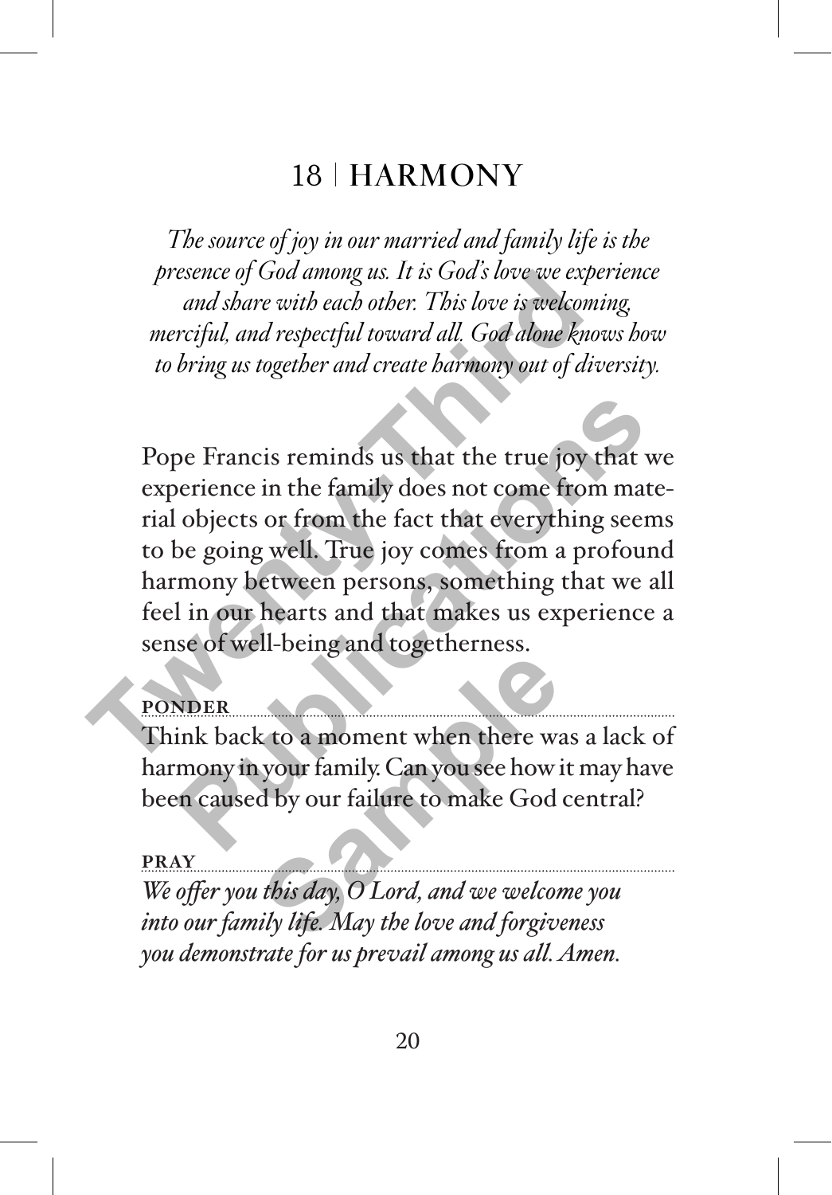# 18 | HARMONY

*The source of joy in our married and family life is the presence of God among us. It is God's love we experience and share with each other. This love is welcoming, merciful, and respectful toward all. God alone knows how to bring us together and create harmony out of diversity.*

Pope Francis reminds us that the true joy that we experience in the family does not come from material objects or from the fact that everything seems to be going well. True joy comes from a profound harmony between persons, something that we all feel in our hearts and that makes us experience a sense of well-being and togetherness.

**PONDER**

Think back to a moment when there was a lack of harmony in your family. Can you see how it may have been caused by our failure to make God central?

**PRAY**

*We offer you this day, O Lord, and we welcome you into our family life. May the love and forgiveness you demonstrate for us prevail among us all. Amen.*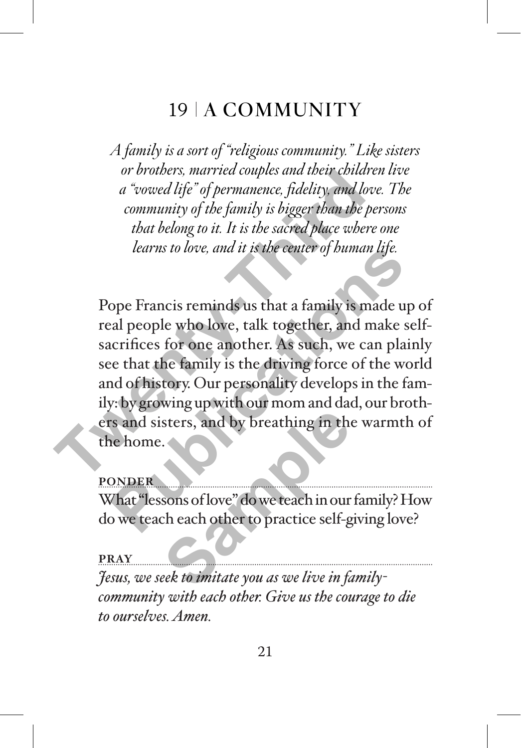# 19 | A COMMUNITY

*A family is a sort of "religious community." Like sisters or brothers, married couples and their children live a "vowed life" of permanence, fidelity, and love. The community of the family is bigger than the persons that belong to it. It is the sacred place where one learns to love, and it is the center of human life.*

Pope Francis reminds us that a family is made up of real people who love, talk together, and make self-sacrifices for one another. As such, we can plainly see that the family is the driving force of the world and of history. Our personality develops in the family: by growing up with our mom and dad, our brothers and sisters, and by breathing in the warmth of the home.

**PONDER**

What "lessons of love" do we teach in our family? How do we teach each other to practice self-giving love?

**PRAY**

*Jesus, we seek to imitate you as we live in family-community with each other. Give us the courage to die to ourselves. Amen.*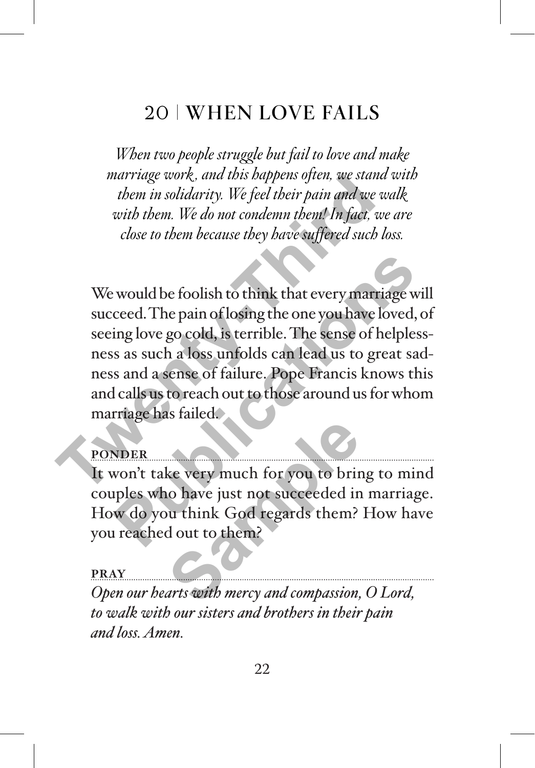# 20 | WHEN LOVE FAILS

*When two people struggle but fail to love and make marriage work, and this happens often, we stand with them in solidarity. We feel their pain and we walk with them. We do not condemn them! In fact, we are close to them because they have suffered such loss.*

We would be foolish to think that every marriage will succeed. The pain of losing the one you have loved, of seeing love go cold, is terrible. The sense of helplessness as such a loss unfolds can lead us to great sadness and a sense of failure. Pope Francis knows this and calls us to reach out to those around us for whom marriage has failed.

**PONDER**

It won't take very much for you to bring to mind couples who have just not succeeded in marriage. How do you think God regards them? How have you reached out to them?

**PRAY**

*Open our hearts with mercy and compassion, O Lord, to walk with our sisters and brothers in their pain and loss. Amen.*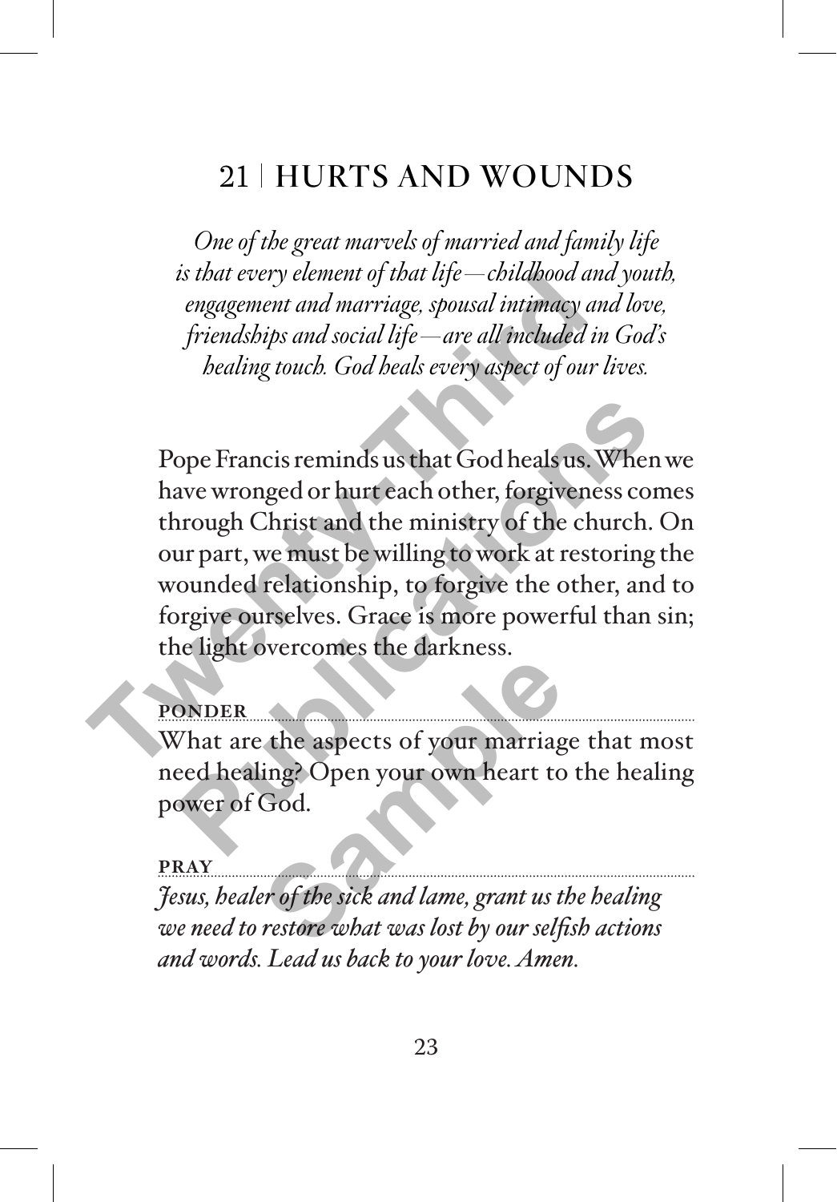# 21 | HURTS AND WOUNDS

*One of the great marvels of married and family life is that every element of that life—childhood and youth, engagement and marriage, spousal intimacy and love, friendships and social life—are all included in God's healing touch. God heals every aspect of our lives.*

Pope Francis reminds us that God heals us. When we have wronged or hurt each other, forgiveness comes through Christ and the ministry of the church. On our part, we must be willing to work at restoring the wounded relationship, to forgive the other, and to forgive ourselves. Grace is more powerful than sin; the light overcomes the darkness.

**PONDER**

What are the aspects of your marriage that most need healing? Open your own heart to the healing power of God.

**PRAY**

*Jesus, healer of the sick and lame, grant us the healing we need to restore what was lost by our selfish actions and words. Lead us back to your love. Amen.*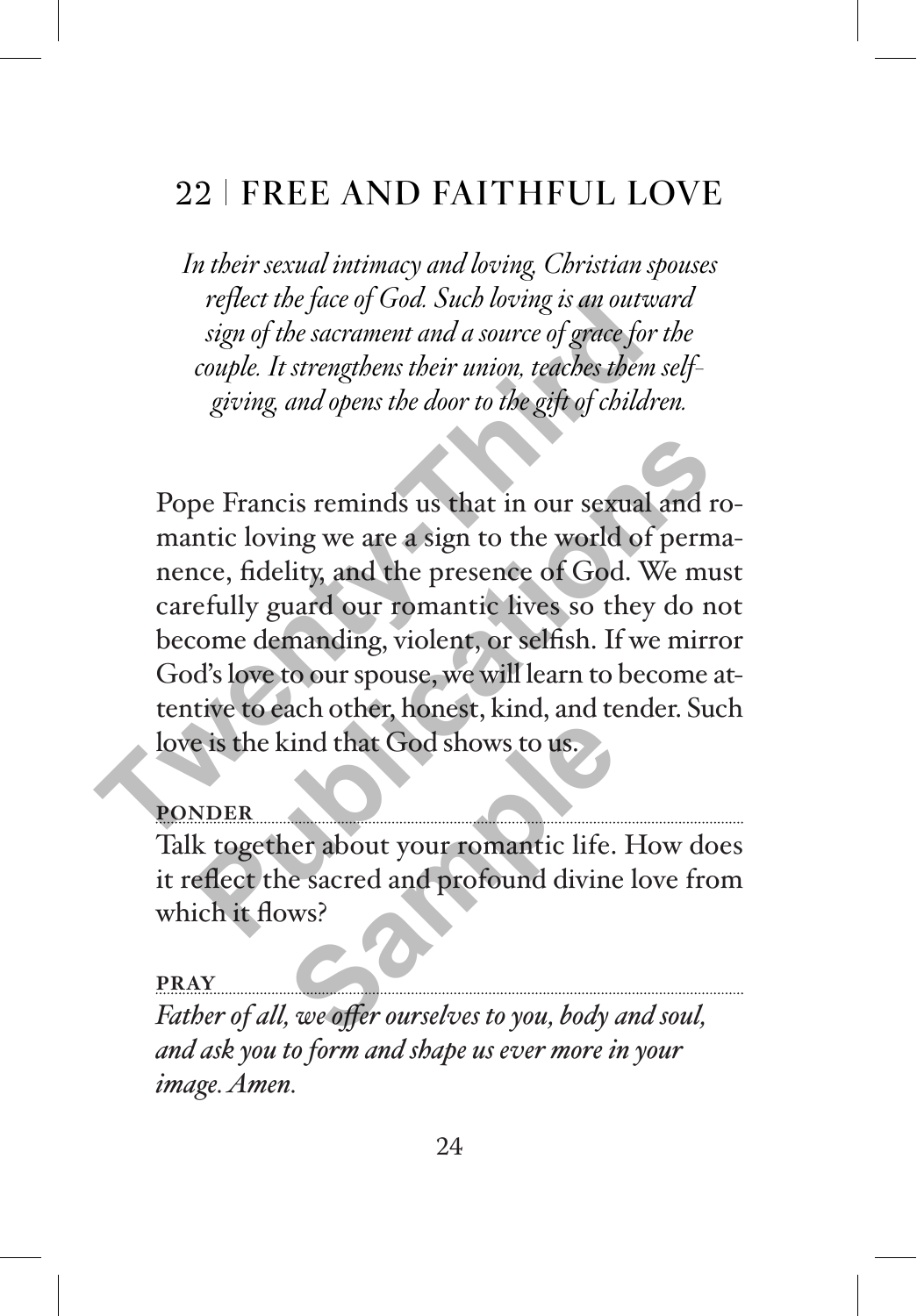## 22 | FREE AND FAITHFUL LOVE

*In their sexual intimacy and loving, Christian spouses reflect the face of God. Such loving is an outward sign of the sacrament and a source of grace for the couple. It strengthens their union, teaches them self-giving, and opens the door to the gift of children.*

Pope Francis reminds us that in our sexual and romantic loving we are a sign to the world of permanence, fidelity, and the presence of God. We must carefully guard our romantic lives so they do not become demanding, violent, or selfish. If we mirror God's love to our spouse, we will learn to become attentive to each other, honest, kind, and tender. Such love is the kind that God shows to us.

**PONDER**

Talk together about your romantic life. How does it reflect the sacred and profound divine love from which it flows?

**PRAY**

*Father of all, we offer ourselves to you, body and soul, and ask you to form and shape us ever more in your image. Amen.*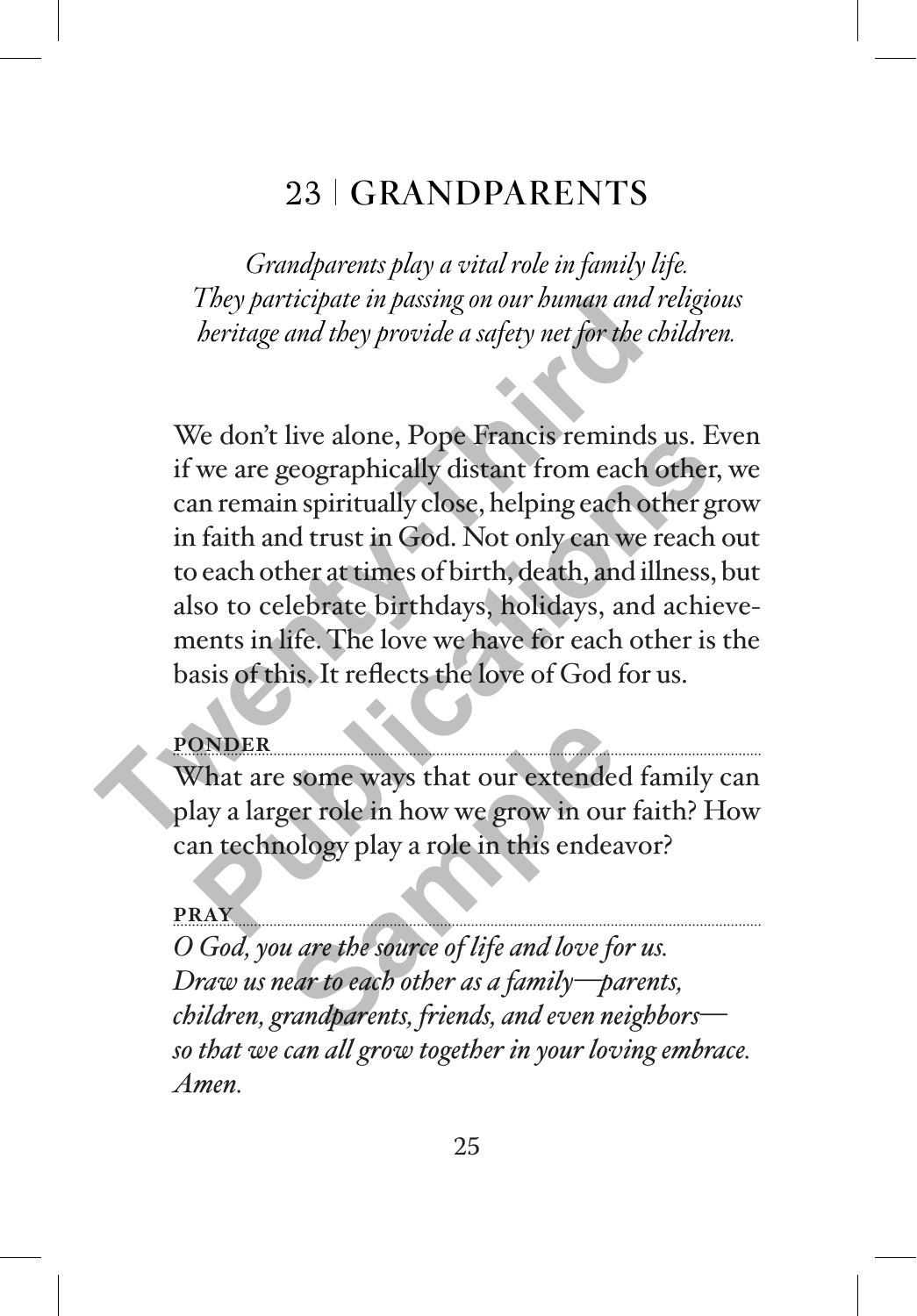# 23 | GRANDPARENTS

*Grandparents play a vital role in family life. They participate in passing on our human and religious heritage and they provide a safety net for the children.*

We don't live alone, Pope Francis reminds us. Even if we are geographically distant from each other, we can remain spiritually close, helping each other grow in faith and trust in God. Not only can we reach out to each other at times of birth, death, and illness, but also to celebrate birthdays, holidays, and achievements in life. The love we have for each other is the basis of this. It reflects the love of God for us.

**PONDER**

What are some ways that our extended family can play a larger role in how we grow in our faith? How can technology play a role in this endeavor?

**PRAY**

*O God, you are the source of life and love for us.*
*Draw us near to each other as a family—parents, children, grandparents, friends, and even neighbors—so that we can all grow together in your loving embrace. Amen.*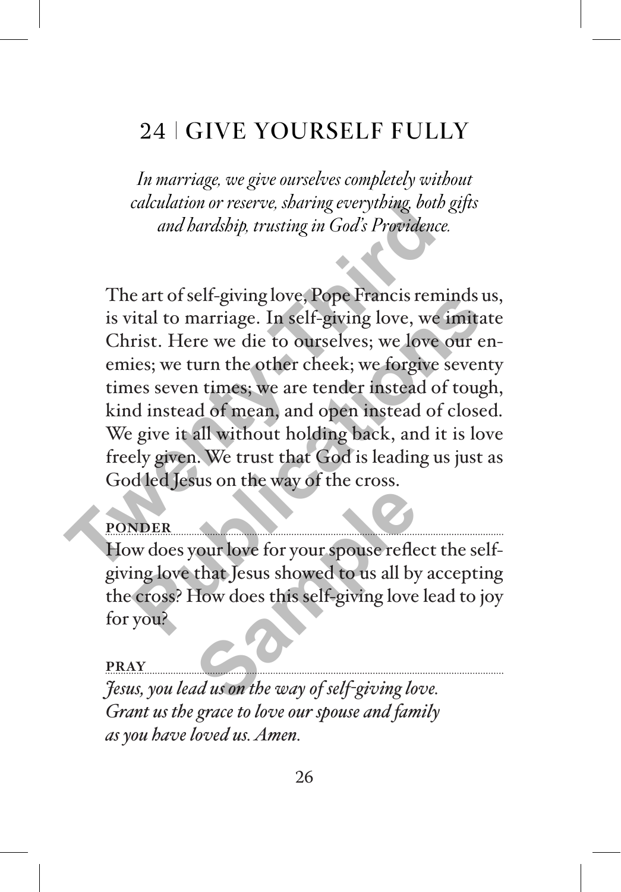# 24 | GIVE YOURSELF FULLY

*In marriage, we give ourselves completely without calculation or reserve, sharing everything, both gifts and hardship, trusting in God's Providence.*

The art of self-giving love, Pope Francis reminds us, is vital to marriage. In self-giving love, we imitate Christ. Here we die to ourselves; we love our enemies; we turn the other cheek; we forgive seventy times seven times; we are tender instead of tough, kind instead of mean, and open instead of closed. We give it all without holding back, and it is love freely given. We trust that God is leading us just as God led Jesus on the way of the cross.

**PONDER**

How does your love for your spouse reflect the self-giving love that Jesus showed to us all by accepting the cross? How does this self-giving love lead to joy for you?

**PRAY**

*Jesus, you lead us on the way of self-giving love. Grant us the grace to love our spouse and family as you have loved us. Amen.*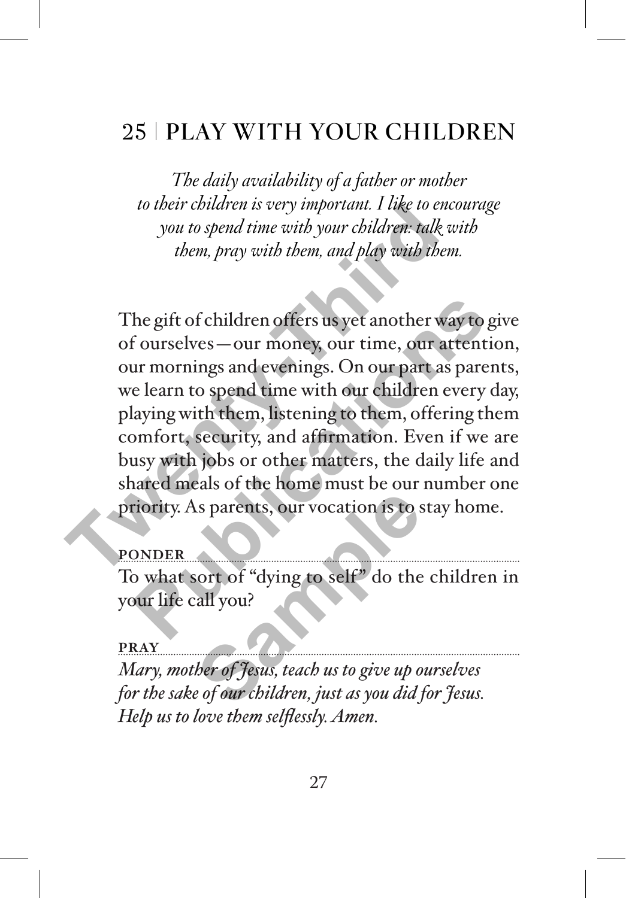## 25 | PLAY WITH YOUR CHILDREN

*The daily availability of a father or mother to their children is very important. I like to encourage you to spend time with your children: talk with them, pray with them, and play with them.*

The gift of children offers us yet another way to give of ourselves—our money, our time, our attention, our mornings and evenings. On our part as parents, we learn to spend time with our children every day, playing with them, listening to them, offering them comfort, security, and affirmation. Even if we are busy with jobs or other matters, the daily life and shared meals of the home must be our number one priority. As parents, our vocation is to stay home.

**PONDER**

To what sort of "dying to self" do the children in your life call you?

**PRAY**

*Mary, mother of Jesus, teach us to give up ourselves for the sake of our children, just as you did for Jesus. Help us to love them selflessly. Amen.*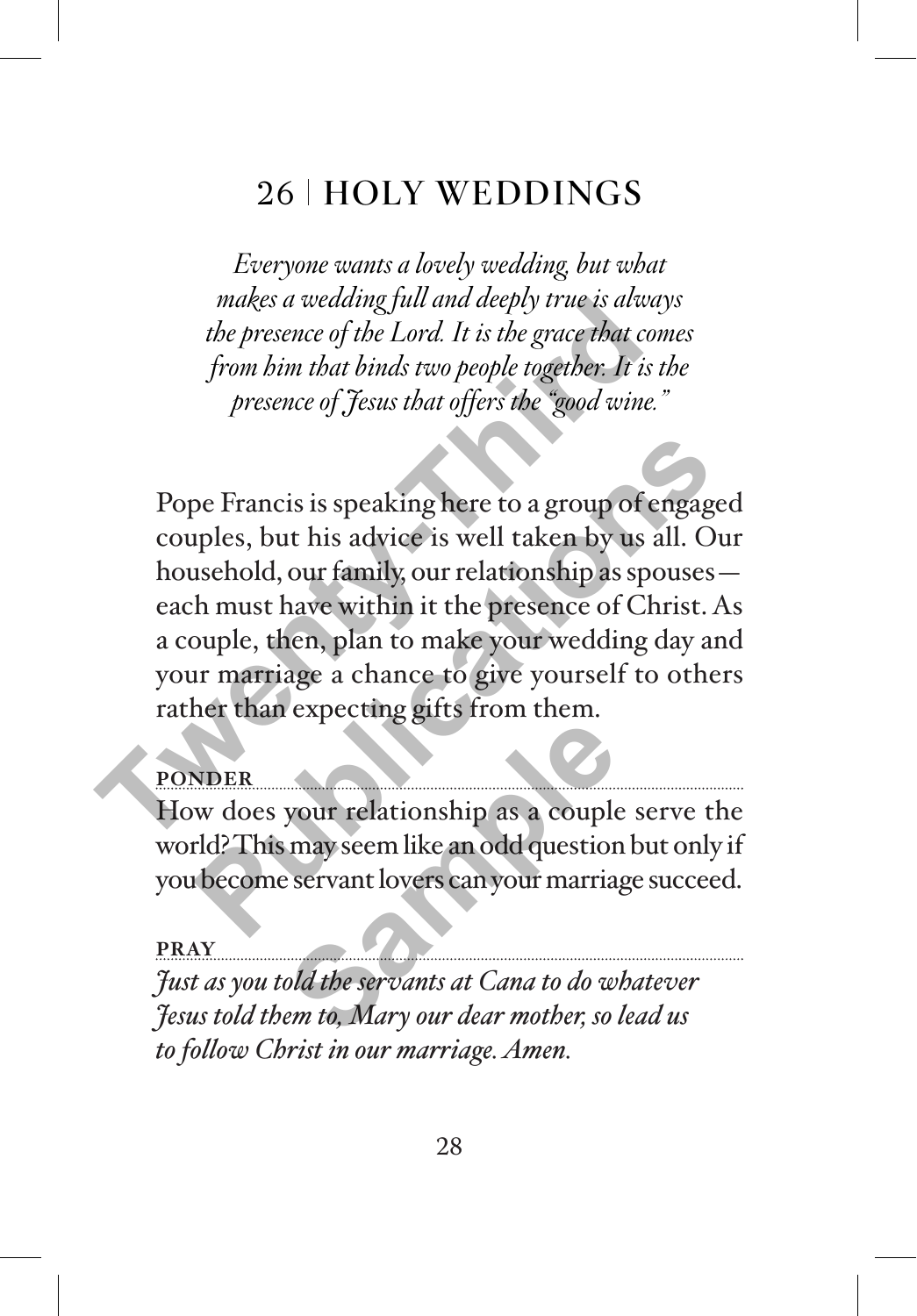# 26 | HOLY WEDDINGS

*Everyone wants a lovely wedding, but what makes a wedding full and deeply true is always the presence of the Lord. It is the grace that comes from him that binds two people together. It is the presence of Jesus that offers the "good wine."*

Pope Francis is speaking here to a group of engaged couples, but his advice is well taken by us all. Our household, our family, our relationship as spouses—each must have within it the presence of Christ. As a couple, then, plan to make your wedding day and your marriage a chance to give yourself to others rather than expecting gifts from them.

**PONDER**

How does your relationship as a couple serve the world? This may seem like an odd question but only if you become servant lovers can your marriage succeed.

**PRAY**

*Just as you told the servants at Cana to do whatever Jesus told them to, Mary our dear mother, so lead us to follow Christ in our marriage. Amen.*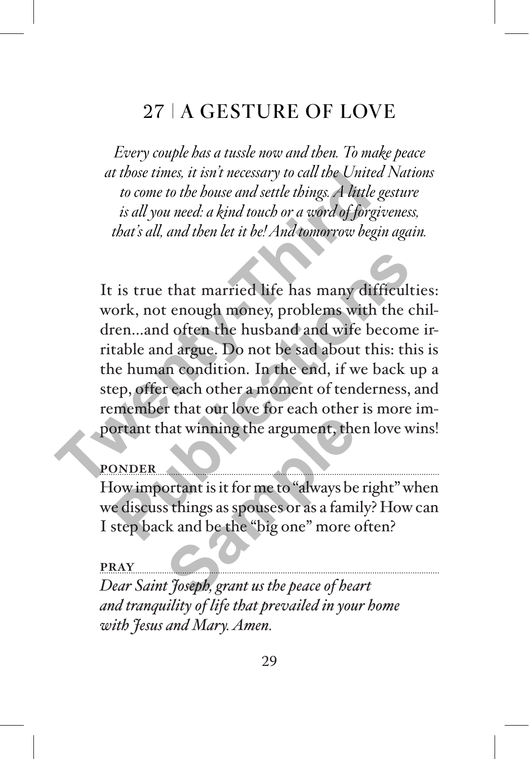# 27 | A GESTURE OF LOVE

*Every couple has a tussle now and then. To make peace at those times, it isn't necessary to call the United Nations to come to the house and settle things. A little gesture is all you need: a kind touch or a word of forgiveness, that's all, and then let it be! And tomorrow begin again.*

It is true that married life has many difficulties: work, not enough money, problems with the children...and often the husband and wife become irritable and argue. Do not be sad about this: this is the human condition. In the end, if we back up a step, offer each other a moment of tenderness, and remember that our love for each other is more important that winning the argument, then love wins!

**PONDER**

How important is it for me to "always be right" when we discuss things as spouses or as a family? How can I step back and be the "big one" more often?

**PRAY**

*Dear Saint Joseph, grant us the peace of heart and tranquility of life that prevailed in your home with Jesus and Mary. Amen.*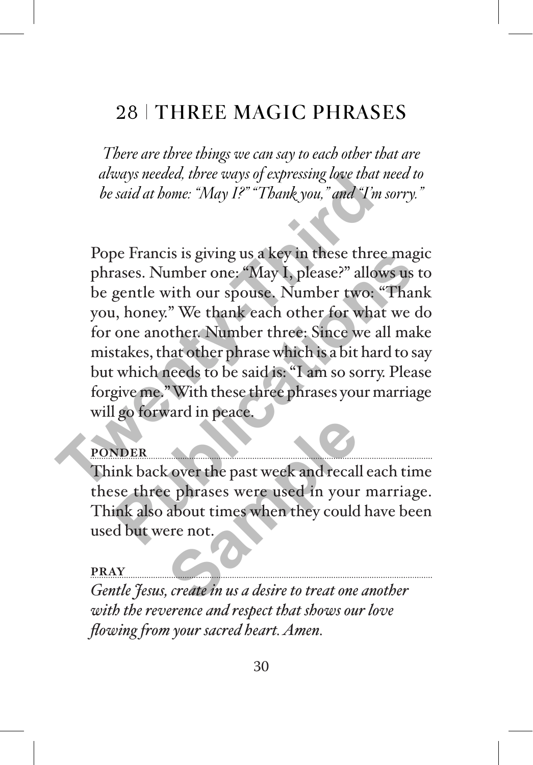# 28 | THREE MAGIC PHRASES

*There are three things we can say to each other that are always needed, three ways of expressing love that need to be said at home: "May I?" "Thank you," and "I'm sorry."*

Pope Francis is giving us a key in these three magic phrases. Number one: "May I, please?" allows us to be gentle with our spouse. Number two: "Thank you, honey." We thank each other for what we do for one another. Number three: Since we all make mistakes, that other phrase which is a bit hard to say but which needs to be said is: "I am so sorry. Please forgive me." With these three phrases your marriage will go forward in peace.

**PONDER**

Think back over the past week and recall each time these three phrases were used in your marriage. Think also about times when they could have been used but were not.

**PRAY**

*Gentle Jesus, create in us a desire to treat one another with the reverence and respect that shows our love flowing from your sacred heart. Amen.*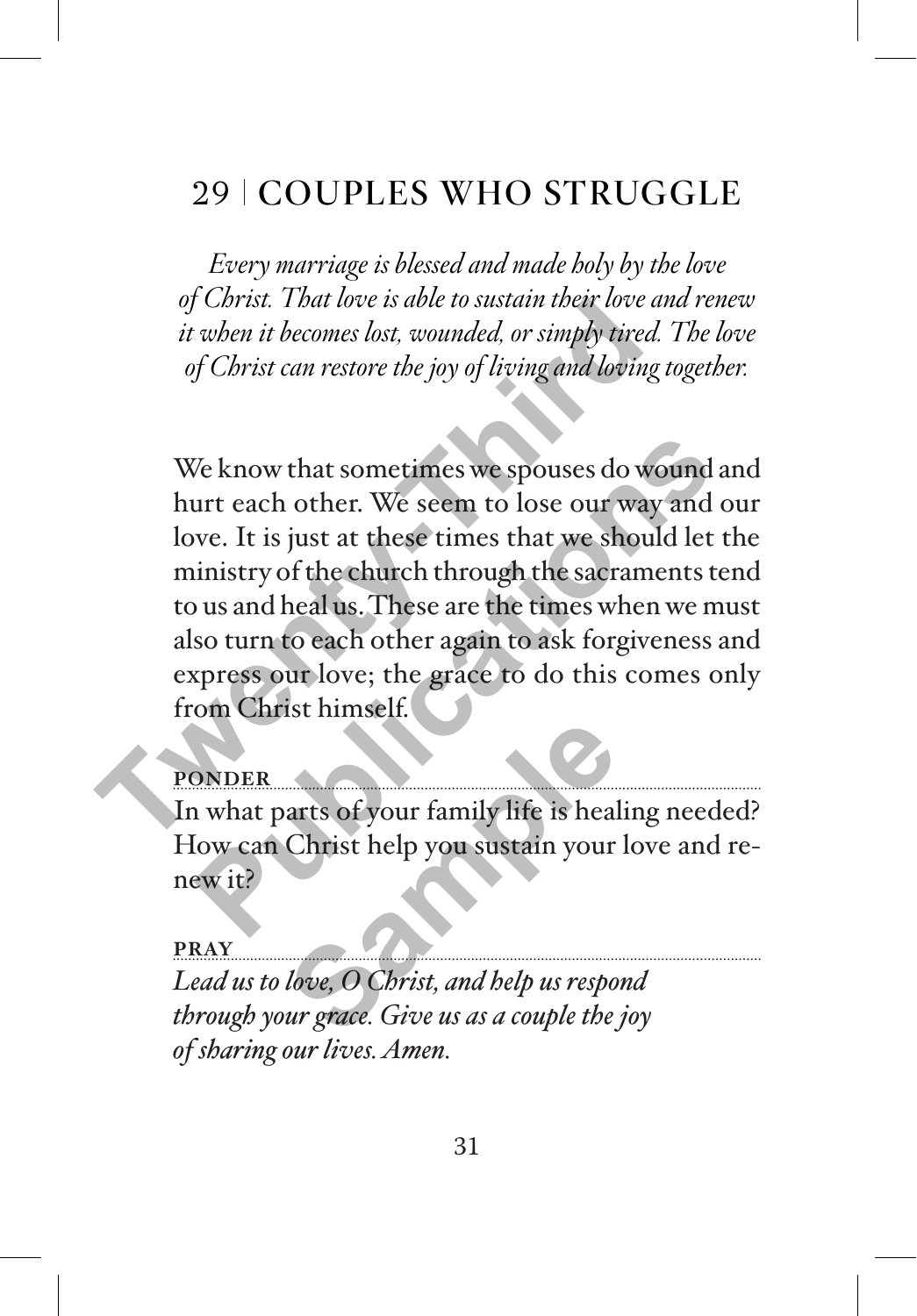## 29 | COUPLES WHO STRUGGLE

*Every marriage is blessed and made holy by the love of Christ. That love is able to sustain their love and renew it when it becomes lost, wounded, or simply tired. The love of Christ can restore the joy of living and loving together.*

We know that sometimes we spouses do wound and hurt each other. We seem to lose our way and our love. It is just at these times that we should let the ministry of the church through the sacraments tend to us and heal us. These are the times when we must also turn to each other again to ask forgiveness and express our love; the grace to do this comes only from Christ himself.

**PONDER**

In what parts of your family life is healing needed? How can Christ help you sustain your love and renew it?

**PRAY**

*Lead us to love, O Christ, and help us respond through your grace. Give us as a couple the joy of sharing our lives. Amen.*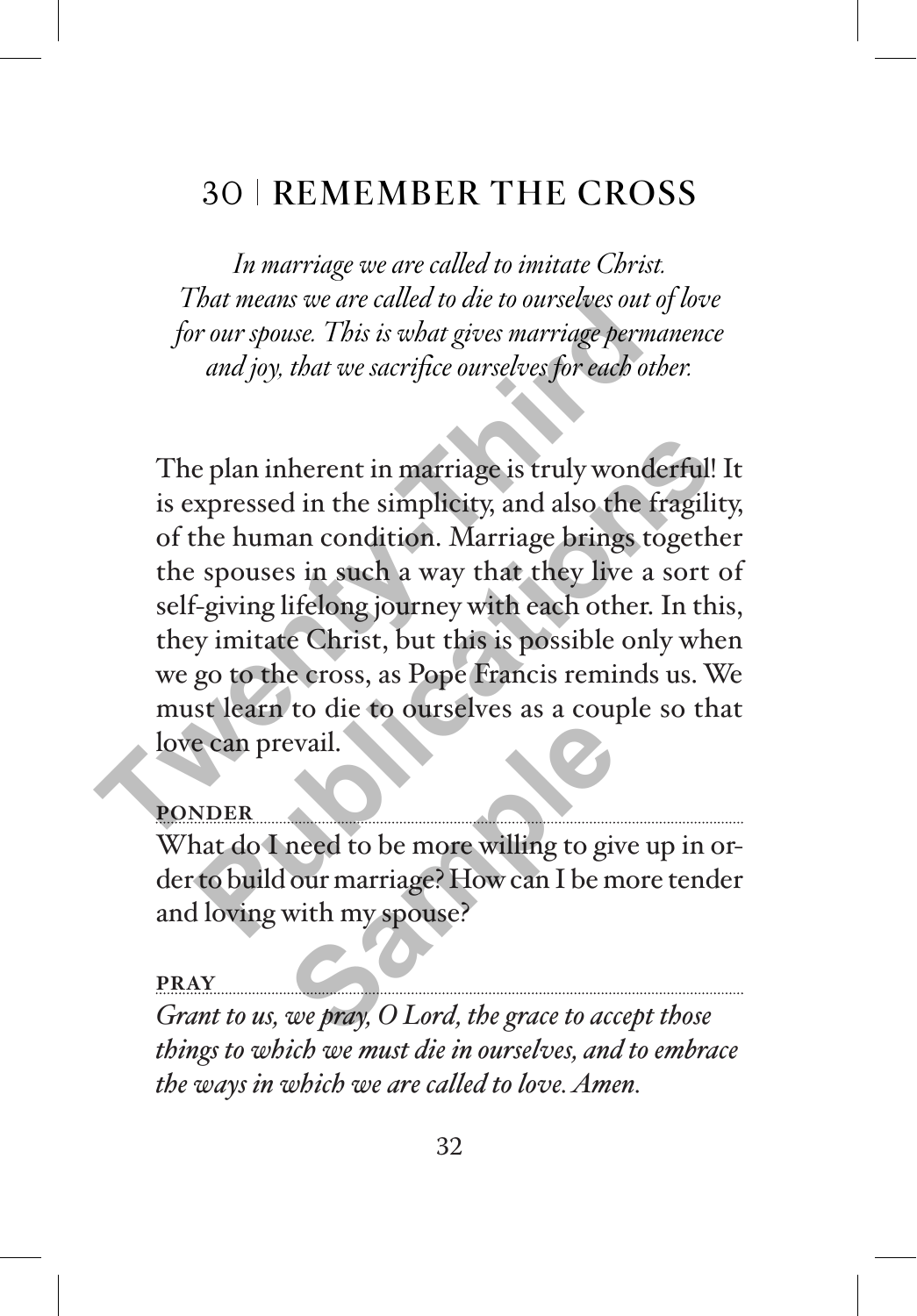## 30 | REMEMBER THE CROSS

*In marriage we are called to imitate Christ. That means we are called to die to ourselves out of love for our spouse. This is what gives marriage permanence and joy, that we sacrifice ourselves for each other.*

The plan inherent in marriage is truly wonderful! It is expressed in the simplicity, and also the fragility, of the human condition. Marriage brings together the spouses in such a way that they live a sort of self-giving lifelong journey with each other. In this, they imitate Christ, but this is possible only when we go to the cross, as Pope Francis reminds us. We must learn to die to ourselves as a couple so that love can prevail.

**PONDER**

What do I need to be more willing to give up in order to build our marriage? How can I be more tender and loving with my spouse?

**PRAY**

*Grant to us, we pray, O Lord, the grace to accept those things to which we must die in ourselves, and to embrace the ways in which we are called to love. Amen.*